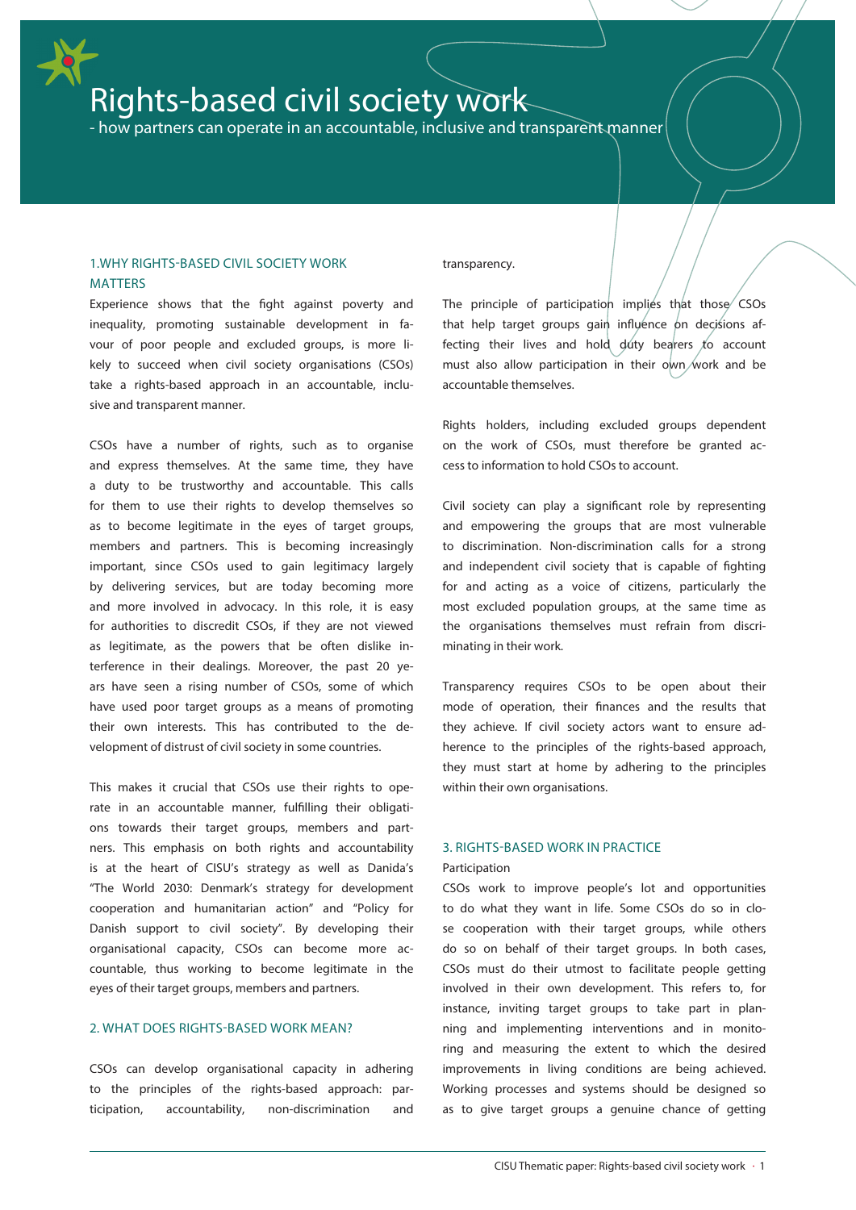# Rights-based civil society work

- how partners can operate in an accountable, inclusive and transparent manner

## 1. WHY RIGHTS-BASED CIVIL SOCIETY WORK MATTERS

Experience shows that the fight against poverty and inequality, promoting sustainable development in favour of poor people and excluded groups, is more likely to succeed when civil society organisations (CSOs) take a rights-based approach in an accountable, inclusive and transparent manner.

CSOs have a number of rights, such as to organise and express themselves. At the same time, they have a duty to be trustworthy and accountable. This calls for them to use their rights to develop themselves so as to become legitimate in the eyes of target groups, members and partners. This is becoming increasingly important, since CSOs used to gain legitimacy largely by delivering services, but are today becoming more and more involved in advocacy. In this role, it is easy for authorities to discredit CSOs, if they are not viewed as legitimate, as the powers that be often dislike interference in their dealings. Moreover, the past 20 years have seen a rising number of CSOs, some of which have used poor target groups as a means of promoting their own interests. This has contributed to the development of distrust of civil society in some countries.

This makes it crucial that CSOs use their rights to operate in an accountable manner, fulfilling their obligations towards their target groups, members and partners. This emphasis on both rights and accountability is at the heart of CISU's strategy as well as Danida's "The World 2030: Denmark's strategy for development cooperation and humanitarian action" and "Policy for Danish support to civil society". By developing their organisational capacity, CSOs can become more accountable, thus working to become legitimate in the eyes of their target groups, members and partners.

## 2. WHAT DOES RIGHTS-BASED WORK MEAN?

CSOs can develop organisational capacity in adhering to the principles of the rights-based approach: participation, accountability, non-discrimination and transparency.

The principle of participation implies that those CSOs that help target groups gain influence on decisions affecting their lives and hold duty bearers to account must also allow participation in their own work and be accountable themselves.

Rights holders, including excluded groups dependent on the work of CSOs, must therefore be granted access to information to hold CSOs to account.

Civil society can play a significant role by representing and empowering the groups that are most vulnerable to discrimination. Non-discrimination calls for a strong and independent civil society that is capable of fighting for and acting as a voice of citizens, particularly the most excluded population groups, at the same time as the organisations themselves must refrain from discriminating in their work.

Transparency requires CSOs to be open about their mode of operation, their finances and the results that they achieve. If civil society actors want to ensure adherence to the principles of the rights-based approach, they must start at home by adhering to the principles within their own organisations.

## 3. RIGHTS-BASED WORK IN PRACTICE

### Participation

CSOs work to improve people's lot and opportunities to do what they want in life. Some CSOs do so in close cooperation with their target groups, while others do so on behalf of their target groups. In both cases, CSOs must do their utmost to facilitate people getting involved in their own development. This refers to, for instance, inviting target groups to take part in planning and implementing interventions and in monitoring and measuring the extent to which the desired improvements in living conditions are being achieved. Working processes and systems should be designed so as to give target groups a genuine chance of getting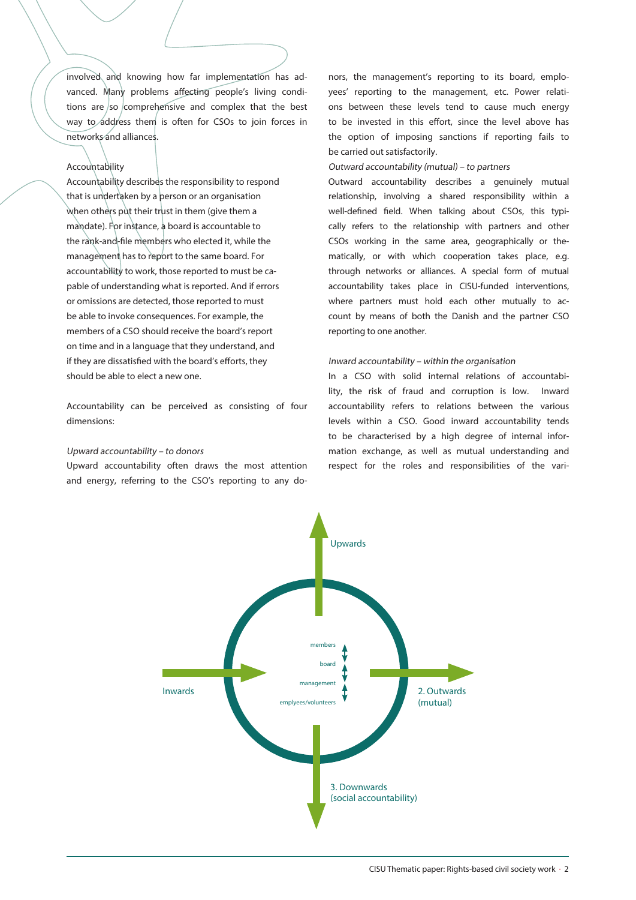involved and knowing how far implementation has advanced. Many problems affecting people's living conditions are so comprehensive and complex that the best way to address them is often for CSOs to join forces in networks and alliances.

### Accountability

Accountability describes the responsibility to respond that is undertaken by a person or an organisation when others put their trust in them (give them a mandate). For instance, a board is accountable to the rank-and-file members who elected it, while the management has to report to the same board. For accountability to work, those reported to must be capable of understanding what is reported. And if errors or omissions are detected, those reported to must be able to invoke consequences. For example, the members of a CSO should receive the board's report on time and in a language that they understand, and if they are dissatisfied with the board's efforts, they should be able to elect a new one.

Accountability can be perceived as consisting of four dimensions:

*Upward accountability – to donors*

Upward accountability often draws the most attention and energy, referring to the CSO's reporting to any donors, the management's reporting to its board, employees' reporting to the management, etc. Power relations between these levels tend to cause much energy to be invested in this effort, since the level above has the option of imposing sanctions if reporting fails to be carried out satisfactorily.

*Outward accountability (mutual) – to partners*

Outward accountability describes a genuinely mutual relationship, involving a shared responsibility within a well-defined field. When talking about CSOs, this typically refers to the relationship with partners and other CSOs working in the same area, geographically or thematically, or with which cooperation takes place, e.g. through networks or alliances. A special form of mutual accountability takes place in CISU-funded interventions, where partners must hold each other mutually to account by means of both the Danish and the partner CSO reporting to one another.

*Inward accountability – within the organisation*

In a CSO with solid internal relations of accountability, the risk of fraud and corruption is low. Inward accountability refers to relations between the various levels within a CSO. Good inward accountability tends to be characterised by a high degree of internal information exchange, as well as mutual understanding and respect for the roles and responsibilities of the vari-

Upwards

members
board
management
emplyees/volunteers

Inwards

2. Outwards (mutual)

3. Downwards (social accountability)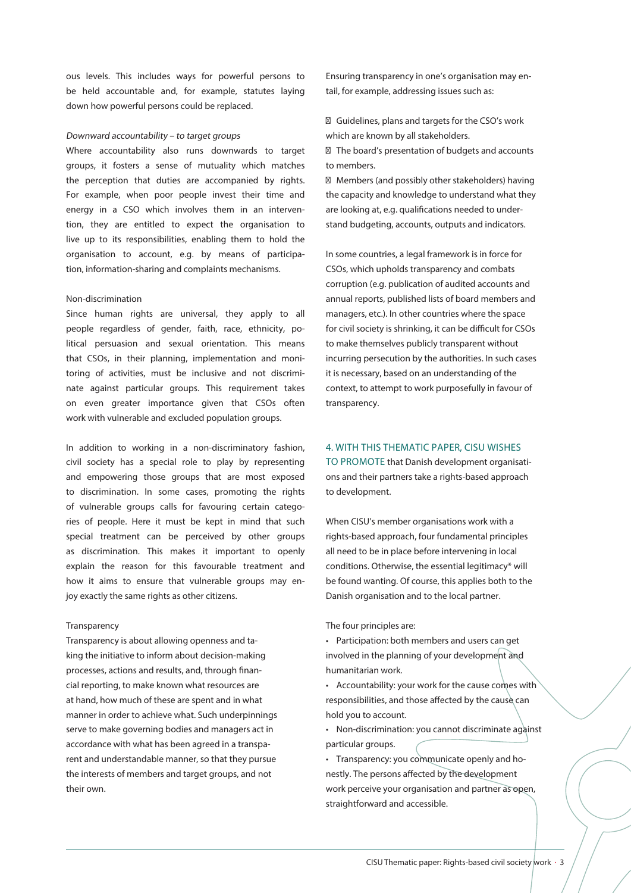ous levels. This includes ways for powerful persons to be held accountable and, for example, statutes laying down how powerful persons could be replaced.

*Downward accountability – to target groups*

Where accountability also runs downwards to target groups, it fosters a sense of mutuality which matches the perception that duties are accompanied by rights. For example, when poor people invest their time and energy in a CSO which involves them in an intervention, they are entitled to expect the organisation to live up to its responsibilities, enabling them to hold the organisation to account, e.g. by means of participation, information-sharing and complaints mechanisms.

Non-discrimination

Since human rights are universal, they apply to all people regardless of gender, faith, race, ethnicity, political persuasion and sexual orientation. This means that CSOs, in their planning, implementation and monitoring of activities, must be inclusive and not discriminate against particular groups. This requirement takes on even greater importance given that CSOs often work with vulnerable and excluded population groups.

In addition to working in a non-discriminatory fashion, civil society has a special role to play by representing and empowering those groups that are most exposed to discrimination. In some cases, promoting the rights of vulnerable groups calls for favouring certain categories of people. Here it must be kept in mind that such special treatment can be perceived by other groups as discrimination. This makes it important to openly explain the reason for this favourable treatment and how it aims to ensure that vulnerable groups may enjoy exactly the same rights as other citizens.

Transparency

Transparency is about allowing openness and taking the initiative to inform about decision-making processes, actions and results, and, through financial reporting, to make known what resources are at hand, how much of these are spent and in what manner in order to achieve what. Such underpinnings serve to make governing bodies and managers act in accordance with what has been agreed in a transparent and understandable manner, so that they pursue the interests of members and target groups, and not their own.

Ensuring transparency in one's organisation may entail, for example, addressing issues such as:

- Guidelines, plans and targets for the CSO's work which are known by all stakeholders.
- The board's presentation of budgets and accounts to members.
- Members (and possibly other stakeholders) having the capacity and knowledge to understand what they are looking at, e.g. qualifications needed to understand budgeting, accounts, outputs and indicators.

In some countries, a legal framework is in force for CSOs, which upholds transparency and combats corruption (e.g. publication of audited accounts and annual reports, published lists of board members and managers, etc.). In other countries where the space for civil society is shrinking, it can be difficult for CSOs to make themselves publicly transparent without incurring persecution by the authorities. In such cases it is necessary, based on an understanding of the context, to attempt to work purposefully in favour of transparency.

## 4. WITH THIS THEMATIC PAPER, CISU WISHES TO PROMOTE that Danish development organisations and their partners take a rights-based approach to development.

When CISU's member organisations work with a rights-based approach, four fundamental principles all need to be in place before intervening in local conditions. Otherwise, the essential legitimacy* will be found wanting. Of course, this applies both to the Danish organisation and to the local partner.

The four principles are:

- Participation: both members and users can get involved in the planning of your development and humanitarian work.
- Accountability: your work for the cause comes with responsibilities, and those affected by the cause can hold you to account.
- Non-discrimination: you cannot discriminate against particular groups.
- Transparency: you communicate openly and honestly. The persons affected by the development work perceive your organisation and partner as open, straightforward and accessible.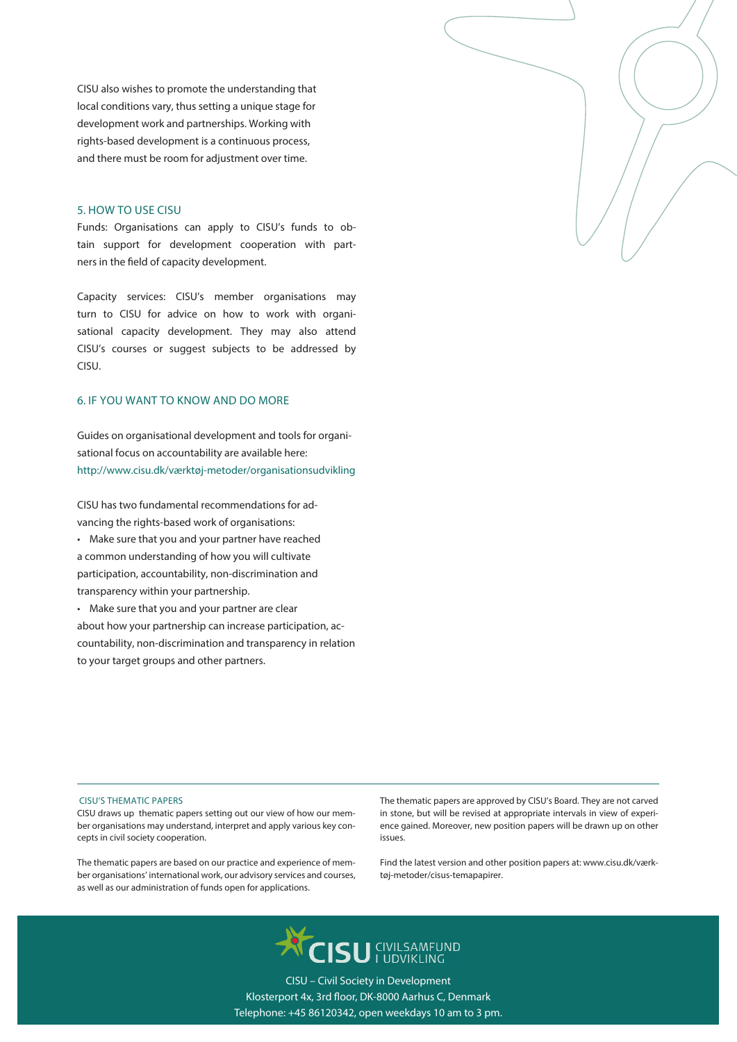CISU also wishes to promote the understanding that local conditions vary, thus setting a unique stage for development work and partnerships. Working with rights-based development is a continuous process, and there must be room for adjustment over time.

## 5. HOW TO USE CISU

Funds: Organisations can apply to CISU's funds to obtain support for development cooperation with partners in the field of capacity development.

Capacity services: CISU's member organisations may turn to CISU for advice on how to work with organisational capacity development. They may also attend CISU's courses or suggest subjects to be addressed by CISU.

## 6. IF YOU WANT TO KNOW AND DO MORE

Guides on organisational development and tools for organisational focus on accountability are available here: http://www.cisu.dk/værktøj-metoder/organisationsudvikling

CISU has two fundamental recommendations for advancing the rights-based work of organisations:

- Make sure that you and your partner have reached a common understanding of how you will cultivate participation, accountability, non-discrimination and transparency within your partnership.
- Make sure that you and your partner are clear about how your partnership can increase participation, accountability, non-discrimination and transparency in relation to your target groups and other partners.

### CISU'S THEMATIC PAPERS

CISU draws up thematic papers setting out our view of how our member organisations may understand, interpret and apply various key concepts in civil society cooperation.

The thematic papers are based on our practice and experience of member organisations' international work, our advisory services and courses, as well as our administration of funds open for applications.

The thematic papers are approved by CISU's Board. They are not carved in stone, but will be revised at appropriate intervals in view of experience gained. Moreover, new position papers will be drawn up on other issues.

Find the latest version and other position papers at: www.cisu.dk/værktøj-metoder/cisus-temapapirer.

CISU CIVILSAMFUND I UDVIKLING

CISU – Civil Society in Development
Klosterport 4x, 3rd floor, DK-8000 Aarhus C, Denmark
Telephone: +45 86120342, open weekdays 10 am to 3 pm.